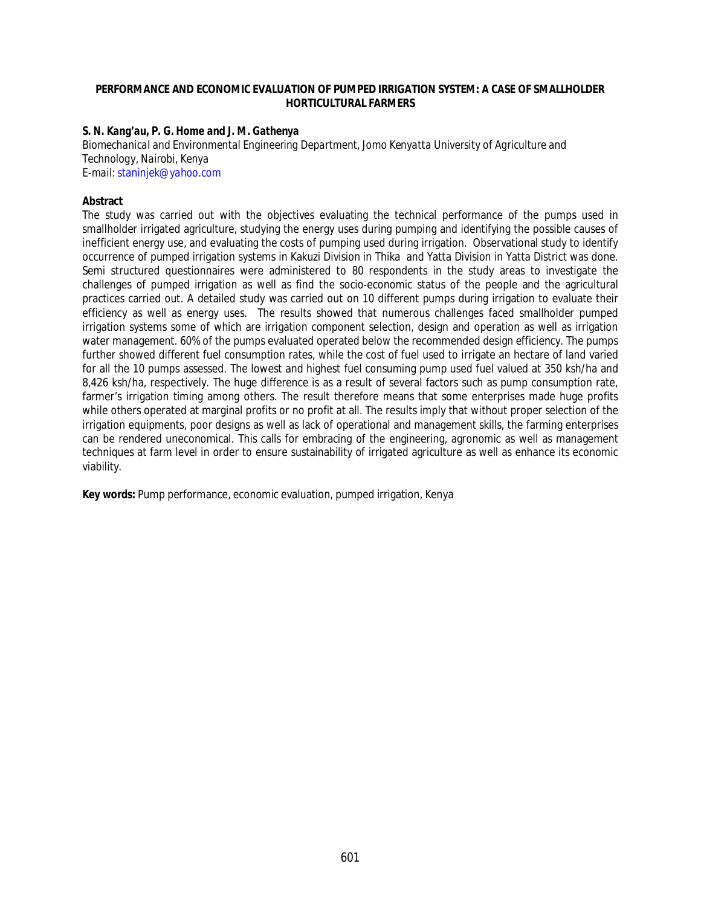# PERFORMANCE AND ECONOMIC EVALUATION OF PUMPED IRRIGATION SYSTEM: A CASE OF SMALLHOLDER HORTICULTURAL FARMERS

***S. N. Kang'au, P. G. Home and J. M. Gathenya***

*Biomechanical and Environmental Engineering Department, Jomo Kenyatta University of Agriculture and Technology, Nairobi, Kenya*

*E-mail: staninjek@yahoo.com*

## Abstract

The study was carried out with the objectives evaluating the technical performance of the pumps used in smallholder irrigated agriculture, studying the energy uses during pumping and identifying the possible causes of inefficient energy use, and evaluating the costs of pumping used during irrigation. Observational study to identify occurrence of pumped irrigation systems in Kakuzi Division in Thika and Yatta Division in Yatta District was done. Semi structured questionnaires were administered to 80 respondents in the study areas to investigate the challenges of pumped irrigation as well as find the socio-economic status of the people and the agricultural practices carried out. A detailed study was carried out on 10 different pumps during irrigation to evaluate their efficiency as well as energy uses. The results showed that numerous challenges faced smallholder pumped irrigation systems some of which are irrigation component selection, design and operation as well as irrigation water management. 60% of the pumps evaluated operated below the recommended design efficiency. The pumps further showed different fuel consumption rates, while the cost of fuel used to irrigate an hectare of land varied for all the 10 pumps assessed. The lowest and highest fuel consuming pump used fuel valued at 350 ksh/ha and 8,426 ksh/ha, respectively. The huge difference is as a result of several factors such as pump consumption rate, farmer's irrigation timing among others. The result therefore means that some enterprises made huge profits while others operated at marginal profits or no profit at all. The results imply that without proper selection of the irrigation equipments, poor designs as well as lack of operational and management skills, the farming enterprises can be rendered uneconomical. This calls for embracing of the engineering, agronomic as well as management techniques at farm level in order to ensure sustainability of irrigated agriculture as well as enhance its economic viability.

**Key words:** Pump performance, economic evaluation, pumped irrigation, Kenya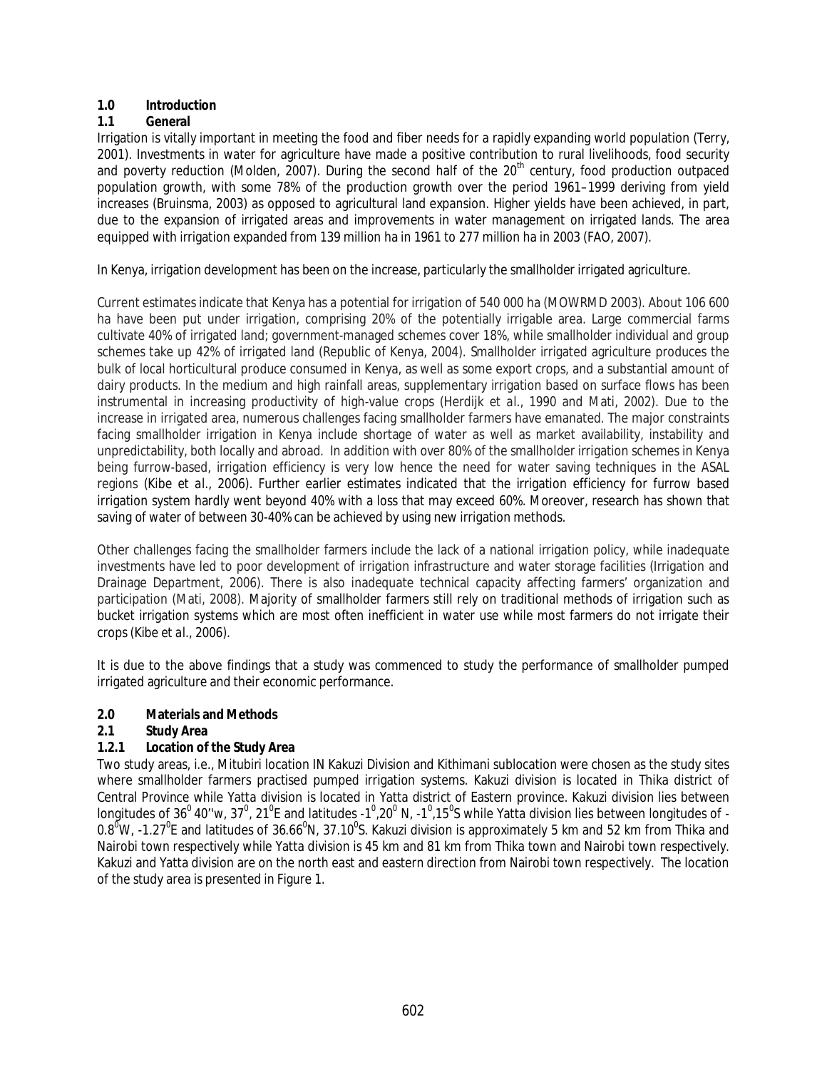## 1.0 Introduction

### 1.1 General

Irrigation is vitally important in meeting the food and fiber needs for a rapidly expanding world population (Terry, 2001). Investments in water for agriculture have made a positive contribution to rural livelihoods, food security and poverty reduction (Molden, 2007). During the second half of the 20$^{th}$ century, food production outpaced population growth, with some 78% of the production growth over the period 1961–1999 deriving from yield increases (Bruinsma, 2003) as opposed to agricultural land expansion. Higher yields have been achieved, in part, due to the expansion of irrigated areas and improvements in water management on irrigated lands. The area equipped with irrigation expanded from 139 million ha in 1961 to 277 million ha in 2003 (FAO, 2007).

In Kenya, irrigation development has been on the increase, particularly the smallholder irrigated agriculture.

Current estimates indicate that Kenya has a potential for irrigation of 540 000 ha (MOWRMD 2003). About 106 600 ha have been put under irrigation, comprising 20% of the potentially irrigable area. Large commercial farms cultivate 40% of irrigated land; government-managed schemes cover 18%, while smallholder individual and group schemes take up 42% of irrigated land (Republic of Kenya, 2004). Smallholder irrigated agriculture produces the bulk of local horticultural produce consumed in Kenya, as well as some export crops, and a substantial amount of dairy products. In the medium and high rainfall areas, supplementary irrigation based on surface flows has been instrumental in increasing productivity of high-value crops (Herdijk *et al.*, 1990 and Mati, 2002). Due to the increase in irrigated area, numerous challenges facing smallholder farmers have emanated. The major constraints facing smallholder irrigation in Kenya include shortage of water as well as market availability, instability and unpredictability, both locally and abroad. In addition with over 80% of the smallholder irrigation schemes in Kenya being furrow-based, irrigation efficiency is very low hence the need for water saving techniques in the ASAL regions (Kibe *et al.*, 2006). Further earlier estimates indicated that the irrigation efficiency for furrow based irrigation system hardly went beyond 40% with a loss that may exceed 60%. Moreover, research has shown that saving of water of between 30-40% can be achieved by using new irrigation methods.

Other challenges facing the smallholder farmers include the lack of a national irrigation policy, while inadequate investments have led to poor development of irrigation infrastructure and water storage facilities (Irrigation and Drainage Department, 2006). There is also inadequate technical capacity affecting farmers' organization and participation (Mati, 2008). Majority of smallholder farmers still rely on traditional methods of irrigation such as bucket irrigation systems which are most often inefficient in water use while most farmers do not irrigate their crops (Kibe *et al.*, 2006).

It is due to the above findings that a study was commenced to study the performance of smallholder pumped irrigated agriculture and their economic performance.

## 2.0 Materials and Methods

### 2.1 Study Area

#### 1.2.1 Location of the Study Area

Two study areas, i.e., Mitubiri location IN Kakuzi Division and Kithimani sublocation were chosen as the study sites where smallholder farmers practised pumped irrigation systems. Kakuzi division is located in Thika district of Central Province while Yatta division is located in Yatta district of Eastern province. Kakuzi division lies between longitudes of 36$^0$ 40''w, 37$^0$, 21$^0$E and latitudes -1$^0$,20$^0$ N, -1$^0$,15$^0$S while Yatta division lies between longitudes of -0.8$^0$W, -1.27$^0$E and latitudes of 36.66$^0$N, 37.10$^0$S. Kakuzi division is approximately 5 km and 52 km from Thika and Nairobi town respectively while Yatta division is 45 km and 81 km from Thika town and Nairobi town respectively. Kakuzi and Yatta division are on the north east and eastern direction from Nairobi town respectively. The location of the study area is presented in Figure 1.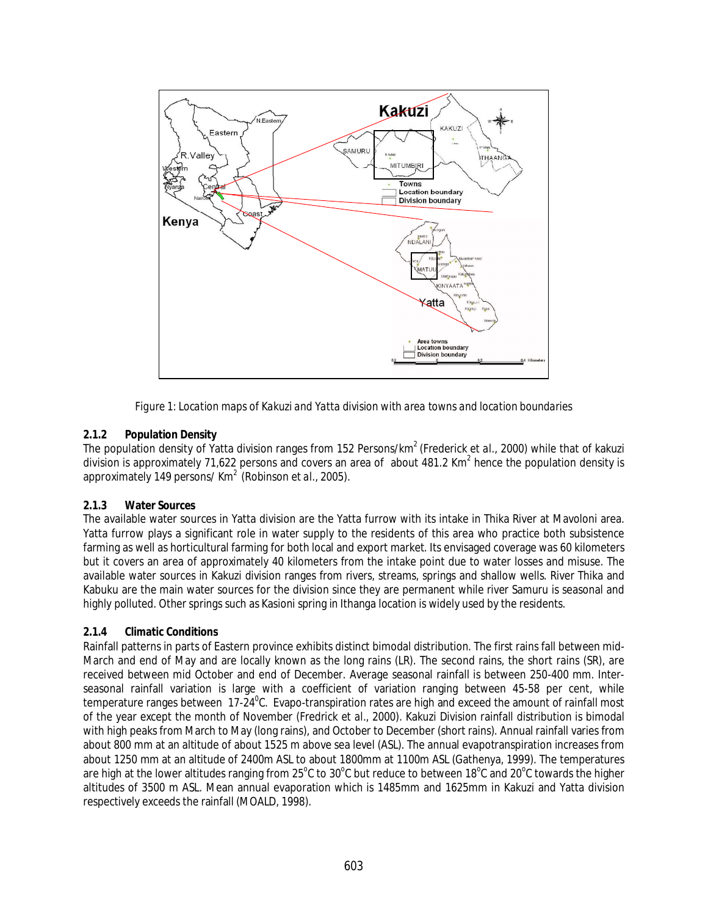Figure 1: Location maps of Kakuzi and Yatta division with area towns and location boundaries

### 2.1.2 Population Density

The population density of Yatta division ranges from 152 Persons/km$^2$ (Frederick et al., 2000) while that of kakuzi division is approximately 71,622 persons and covers an area of about 481.2 Km$^2$ hence the population density is approximately 149 persons/ Km$^2$ (Robinson et al., 2005).

### 2.1.3 Water Sources

The available water sources in Yatta division are the Yatta furrow with its intake in Thika River at Mavoloni area. Yatta furrow plays a significant role in water supply to the residents of this area who practice both subsistence farming as well as horticultural farming for both local and export market. Its envisaged coverage was 60 kilometers but it covers an area of approximately 40 kilometers from the intake point due to water losses and misuse. The available water sources in Kakuzi division ranges from rivers, streams, springs and shallow wells. River Thika and Kabuku are the main water sources for the division since they are permanent while river Samuru is seasonal and highly polluted. Other springs such as Kasioni spring in Ithanga location is widely used by the residents.

### 2.1.4 Climatic Conditions

Rainfall patterns in parts of Eastern province exhibits distinct bimodal distribution. The first rains fall between mid-March and end of May and are locally known as the long rains (LR). The second rains, the short rains (SR), are received between mid October and end of December. Average seasonal rainfall is between 250-400 mm. Inter-seasonal rainfall variation is large with a coefficient of variation ranging between 45-58 per cent, while temperature ranges between 17-24$^0$C. Evapo-transpiration rates are high and exceed the amount of rainfall most of the year except the month of November (Fredrick et al., 2000). Kakuzi Division rainfall distribution is bimodal with high peaks from March to May (long rains), and October to December (short rains). Annual rainfall varies from about 800 mm at an altitude of about 1525 m above sea level (ASL). The annual evapotranspiration increases from about 1250 mm at an altitude of 2400m ASL to about 1800mm at 1100m ASL (Gathenya, 1999). The temperatures are high at the lower altitudes ranging from 25$^o$C to 30$^o$C but reduce to between 18$^o$C and 20$^o$C towards the higher altitudes of 3500 m ASL. Mean annual evaporation which is 1485mm and 1625mm in Kakuzi and Yatta division respectively exceeds the rainfall (MOALD, 1998).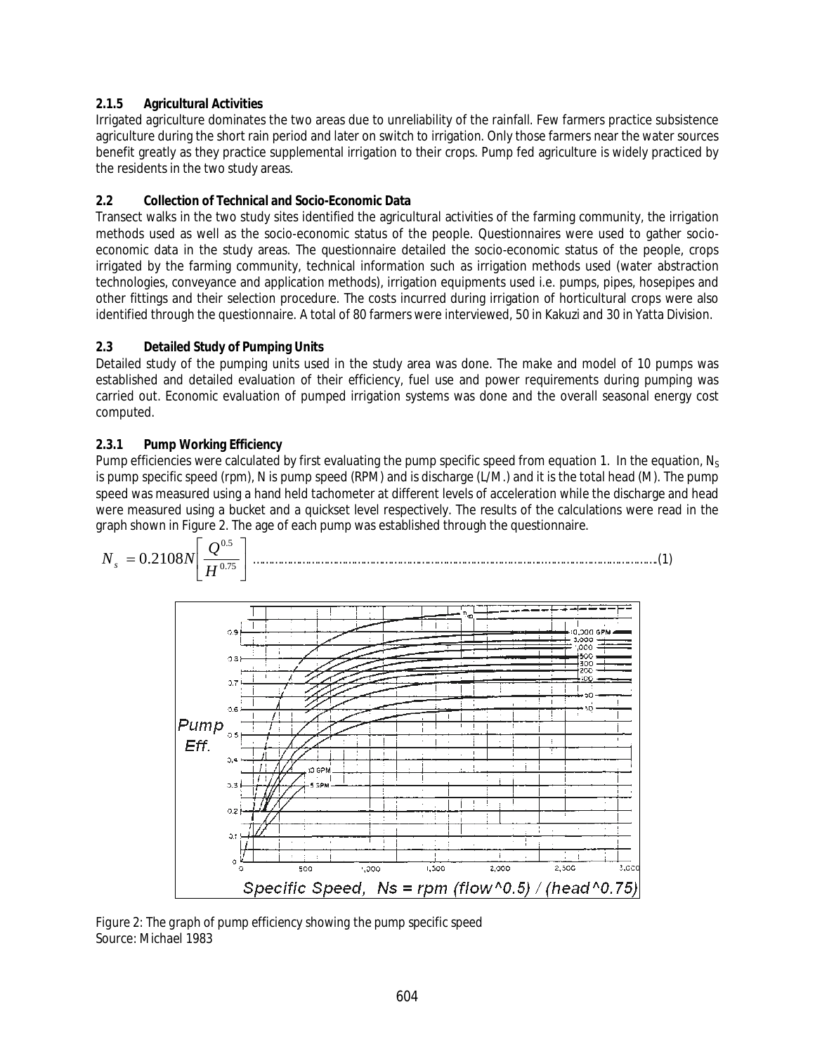### 2.1.5 Agricultural Activities

Irrigated agriculture dominates the two areas due to unreliability of the rainfall. Few farmers practice subsistence agriculture during the short rain period and later on switch to irrigation. Only those farmers near the water sources benefit greatly as they practice supplemental irrigation to their crops. Pump fed agriculture is widely practiced by the residents in the two study areas.

## 2.2 Collection of Technical and Socio-Economic Data

Transect walks in the two study sites identified the agricultural activities of the farming community, the irrigation methods used as well as the socio-economic status of the people. Questionnaires were used to gather socio-economic data in the study areas. The questionnaire detailed the socio-economic status of the people, crops irrigated by the farming community, technical information such as irrigation methods used (water abstraction technologies, conveyance and application methods), irrigation equipments used i.e. pumps, pipes, hosepipes and other fittings and their selection procedure. The costs incurred during irrigation of horticultural crops were also identified through the questionnaire. A total of 80 farmers were interviewed, 50 in Kakuzi and 30 in Yatta Division.

## 2.3 Detailed Study of Pumping Units

Detailed study of the pumping units used in the study area was done. The make and model of 10 pumps was established and detailed evaluation of their efficiency, fuel use and power requirements during pumping was carried out. Economic evaluation of pumped irrigation systems was done and the overall seasonal energy cost computed.

### 2.3.1 Pump Working Efficiency

Pump efficiencies were calculated by first evaluating the pump specific speed from equation 1. In the equation, $N_S$ is pump specific speed (rpm), N is pump speed (RPM) and is discharge (L/M.) and it is the total head (M). The pump speed was measured using a hand held tachometer at different levels of acceleration while the discharge and head were measured using a bucket and a quickset level respectively. The results of the calculations were read in the graph shown in Figure 2. The age of each pump was established through the questionnaire.

$$N_s = 0.2108N\left[\frac{Q^{0.5}}{H^{0.75}}\right] \qquad (1)$$

Figure 2: The graph of pump efficiency showing the pump specific speed
Source: Michael 1983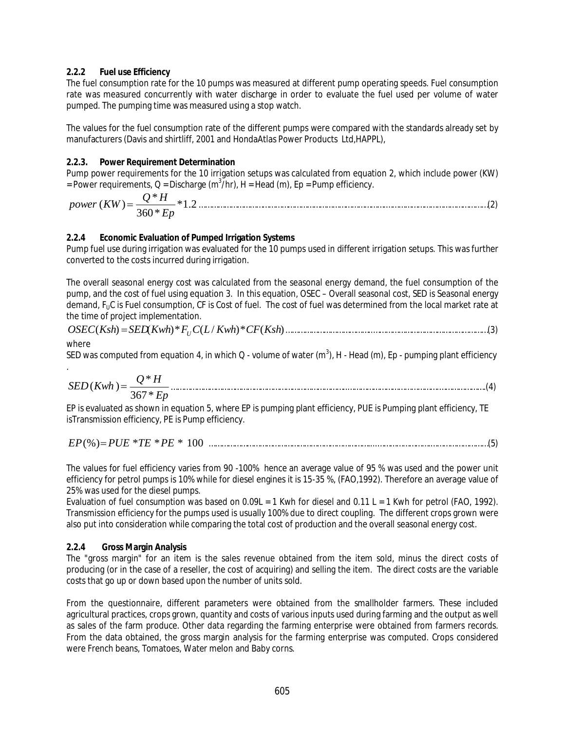### 2.2.2 Fuel use Efficiency

The fuel consumption rate for the 10 pumps was measured at different pump operating speeds. Fuel consumption rate was measured concurrently with water discharge in order to evaluate the fuel used per volume of water pumped. The pumping time was measured using a stop watch.

The values for the fuel consumption rate of the different pumps were compared with the standards already set by manufacturers (Davis and shirtliff, 2001 and HondaAtlas Power Products Ltd,HAPPL),

### 2.2.3. Power Requirement Determination

Pump power requirements for the 10 irrigation setups was calculated from equation 2, which include power (KW) = Power requirements, Q = Discharge ($m^3$/hr), H = Head (m), Ep = Pump efficiency.

$$power\,(KW) = \frac{Q * H}{360 * Ep} * 1.2 \quad \text{.........(2)}$$

### 2.2.4 Economic Evaluation of Pumped Irrigation Systems

Pump fuel use during irrigation was evaluated for the 10 pumps used in different irrigation setups. This was further converted to the costs incurred during irrigation.

The overall seasonal energy cost was calculated from the seasonal energy demand, the fuel consumption of the pump, and the cost of fuel using equation 3. In this equation, OSEC – Overall seasonal cost, SED is Seasonal energy demand, $F_U C$ is Fuel consumption, CF is Cost of fuel. The cost of fuel was determined from the local market rate at the time of project implementation.

$$OSEC(Ksh) = SED(Kwh) * F_U C(L/Kwh) * CF(Ksh) \quad \text{.........(3)}$$

where

SED was computed from equation 4, in which Q - volume of water ($m^3$), H - Head (m), Ep - pumping plant efficiency .

$$SED(Kwh) = \frac{Q * H}{367 * Ep} \quad \text{.........(4)}$$

EP is evaluated as shown in equation 5, where EP is pumping plant efficiency, PUE is Pumping plant efficiency, TE isTransmission efficiency, PE is Pump efficiency.

$$EP(\%) = PUE * TE * PE * 100 \quad \text{.........(5)}$$

The values for fuel efficiency varies from 90 -100% hence an average value of 95 % was used and the power unit efficiency for petrol pumps is 10% while for diesel engines it is 15-35 %, (FAO,1992). Therefore an average value of 25% was used for the diesel pumps.

Evaluation of fuel consumption was based on 0.09L = 1 Kwh for diesel and 0.11 L = 1 Kwh for petrol (FAO, 1992). Transmission efficiency for the pumps used is usually 100% due to direct coupling. The different crops grown were also put into consideration while comparing the total cost of production and the overall seasonal energy cost.

### 2.2.4 Gross Margin Analysis

The "gross margin" for an item is the sales revenue obtained from the item sold, minus the direct costs of producing (or in the case of a reseller, the cost of acquiring) and selling the item. The direct costs are the variable costs that go up or down based upon the number of units sold.

From the questionnaire, different parameters were obtained from the smallholder farmers. These included agricultural practices, crops grown, quantity and costs of various inputs used during farming and the output as well as sales of the farm produce. Other data regarding the farming enterprise were obtained from farmers records. From the data obtained, the gross margin analysis for the farming enterprise was computed. Crops considered were French beans, Tomatoes, Water melon and Baby corns.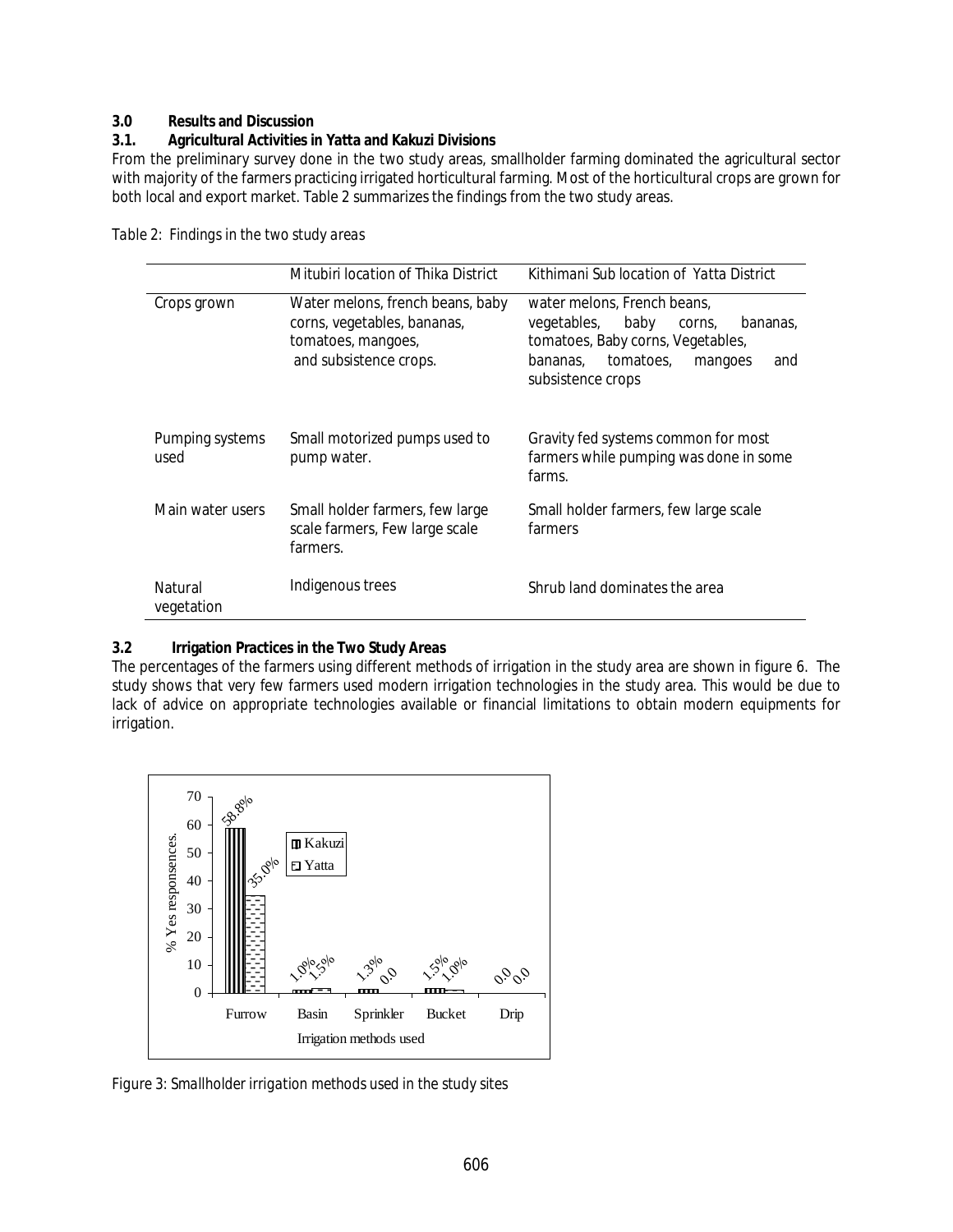**3.0 Results and Discussion**

**3.1. Agricultural Activities in Yatta and Kakuzi Divisions**

From the preliminary survey done in the two study areas, smallholder farming dominated the agricultural sector with majority of the farmers practicing irrigated horticultural farming. Most of the horticultural crops are grown for both local and export market. Table 2 summarizes the findings from the two study areas.

*Table 2: Findings in the two study areas*

| | *Mitubiri location of Thika District* | *Kithimani Sub location of Yatta District* |
|---|---|---|
| Crops grown | Water melons, french beans, baby corns, vegetables, bananas, tomatoes, mangoes, and subsistence crops. | water melons, French beans, vegetables, baby corns, bananas, tomatoes, Baby corns, Vegetables, bananas, tomatoes, mangoes and subsistence crops |
| Pumping systems used | Small motorized pumps used to pump water. | Gravity fed systems common for most farmers while pumping was done in some farms. |
| Main water users | Small holder farmers, few large scale farmers, Few large scale farmers. | Small holder farmers, few large scale farmers |
| Natural vegetation | Indigenous trees | Shrub land dominates the area |

**3.2 Irrigation Practices in the Two Study Areas**

The percentages of the farmers using different methods of irrigation in the study area are shown in figure 6. The study shows that very few farmers used modern irrigation technologies in the study area. This would be due to lack of advice on appropriate technologies available or financial limitations to obtain modern equipments for irrigation.

*Figure 3: Smallholder irrigation methods used in the study sites*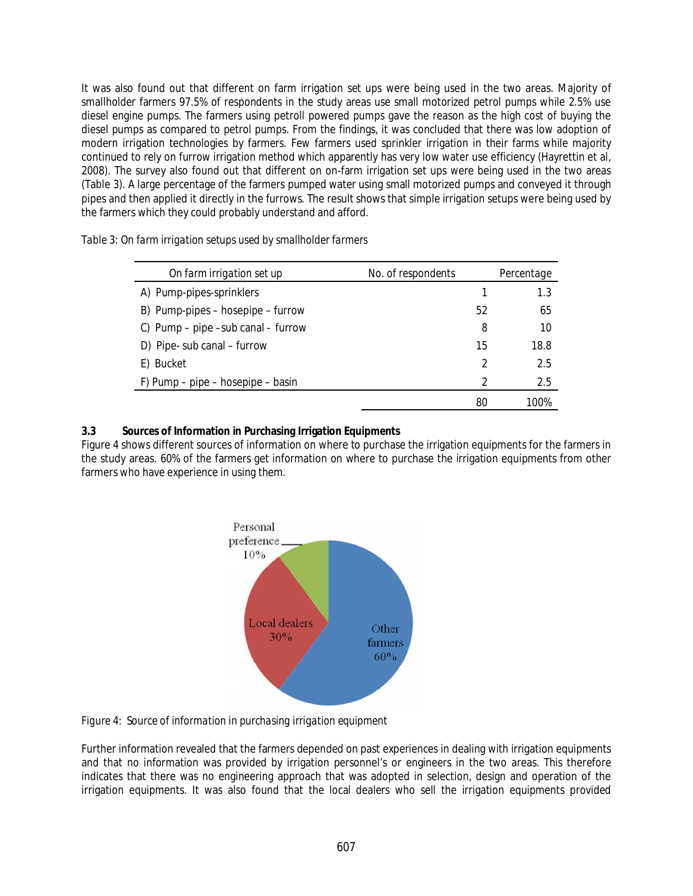It was also found out that different on farm irrigation set ups were being used in the two areas. Majority of smallholder farmers 97.5% of respondents in the study areas use small motorized petrol pumps while 2.5% use diesel engine pumps. The farmers using petroll powered pumps gave the reason as the high cost of buying the diesel pumps as compared to petrol pumps. From the findings, it was concluded that there was low adoption of modern irrigation technologies by farmers. Few farmers used sprinkler irrigation in their farms while majority continued to rely on furrow irrigation method which apparently has very low water use efficiency (Hayrettin et al, 2008). The survey also found out that different on on-farm irrigation set ups were being used in the two areas (Table 3). A large percentage of the farmers pumped water using small motorized pumps and conveyed it through pipes and then applied it directly in the furrows. The result shows that simple irrigation setups were being used by the farmers which they could probably understand and afford.

*Table 3: On farm irrigation setups used by smallholder farmers*

| On farm irrigation set up | No. of respondents | Percentage |
|---|---|---|
| A) Pump-pipes-sprinklers | 1 | 1.3 |
| B) Pump-pipes – hosepipe – furrow | 52 | 65 |
| C) Pump – pipe –sub canal - furrow | 8 | 10 |
| D) Pipe- sub canal – furrow | 15 | 18.8 |
| E) Bucket | 2 | 2.5 |
| F) Pump – pipe – hosepipe – basin | 2 | 2.5 |
| | 80 | 100% |

### 3.3 Sources of Information in Purchasing Irrigation Equipments

Figure 4 shows different sources of information on where to purchase the irrigation equipments for the farmers in the study areas. 60% of the farmers get information on where to purchase the irrigation equipments from other farmers who have experience in using them.

*Figure 4: Source of information in purchasing irrigation equipment*

Further information revealed that the farmers depended on past experiences in dealing with irrigation equipments and that no information was provided by irrigation personnel's or engineers in the two areas. This therefore indicates that there was no engineering approach that was adopted in selection, design and operation of the irrigation equipments. It was also found that the local dealers who sell the irrigation equipments provided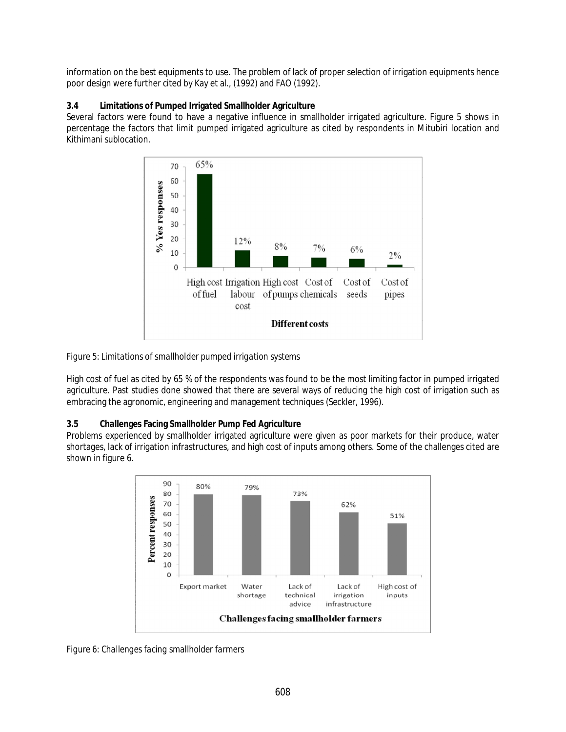information on the best equipments to use. The problem of lack of proper selection of irrigation equipments hence poor design were further cited by Kay et al., (1992) and FAO (1992).

### 3.4 Limitations of Pumped Irrigated Smallholder Agriculture

Several factors were found to have a negative influence in smallholder irrigated agriculture. Figure 5 shows in percentage the factors that limit pumped irrigated agriculture as cited by respondents in Mitubiri location and Kithimani sublocation.

*Figure 5: Limitations of smallholder pumped irrigation systems*

High cost of fuel as cited by 65 % of the respondents was found to be the most limiting factor in pumped irrigated agriculture. Past studies done showed that there are several ways of reducing the high cost of irrigation such as embracing the agronomic, engineering and management techniques (Seckler, 1996).

### 3.5 Challenges Facing Smallholder Pump Fed Agriculture

Problems experienced by smallholder irrigated agriculture were given as poor markets for their produce, water shortages, lack of irrigation infrastructures, and high cost of inputs among others. Some of the challenges cited are shown in figure 6.

*Figure 6: Challenges facing smallholder farmers*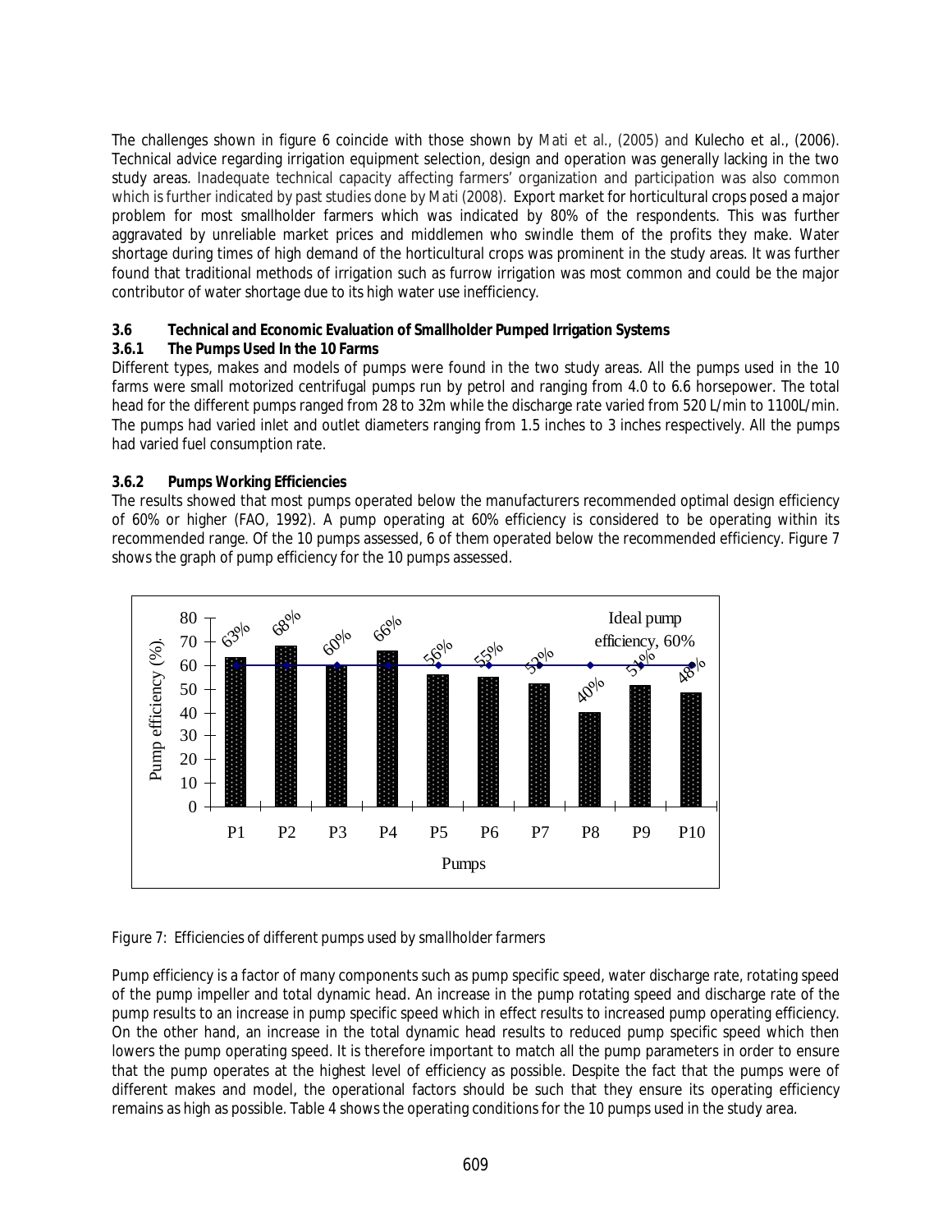The challenges shown in figure 6 coincide with those shown by Mati et al., (2005) and Kulecho et al., (2006). Technical advice regarding irrigation equipment selection, design and operation was generally lacking in the two study areas. Inadequate technical capacity affecting farmers' organization and participation was also common which is further indicated by past studies done by Mati (2008). Export market for horticultural crops posed a major problem for most smallholder farmers which was indicated by 80% of the respondents. This was further aggravated by unreliable market prices and middlemen who swindle them of the profits they make. Water shortage during times of high demand of the horticultural crops was prominent in the study areas. It was further found that traditional methods of irrigation such as furrow irrigation was most common and could be the major contributor of water shortage due to its high water use inefficiency.

### 3.6 Technical and Economic Evaluation of Smallholder Pumped Irrigation Systems

#### 3.6.1 The Pumps Used In the 10 Farms

Different types, makes and models of pumps were found in the two study areas. All the pumps used in the 10 farms were small motorized centrifugal pumps run by petrol and ranging from 4.0 to 6.6 horsepower. The total head for the different pumps ranged from 28 to 32m while the discharge rate varied from 520 L/min to 1100L/min. The pumps had varied inlet and outlet diameters ranging from 1.5 inches to 3 inches respectively. All the pumps had varied fuel consumption rate.

#### 3.6.2 Pumps Working Efficiencies

The results showed that most pumps operated below the manufacturers recommended optimal design efficiency of 60% or higher (FAO, 1992). A pump operating at 60% efficiency is considered to be operating within its recommended range. Of the 10 pumps assessed, 6 of them operated below the recommended efficiency. Figure 7 shows the graph of pump efficiency for the 10 pumps assessed.

| Pumps | P1 | P2 | P3 | P4 | P5 | P6 | P7 | P8 | P9 | P10 |
|---|---|---|---|---|---|---|---|---|---|---|
| Pump efficiency (%) | 63% | 68% | 60% | 66% | 56% | 55% | 52% | 40% | 51% | 48% |

Ideal pump efficiency, 60%

*Figure 7: Efficiencies of different pumps used by smallholder farmers*

Pump efficiency is a factor of many components such as pump specific speed, water discharge rate, rotating speed of the pump impeller and total dynamic head. An increase in the pump rotating speed and discharge rate of the pump results to an increase in pump specific speed which in effect results to increased pump operating efficiency. On the other hand, an increase in the total dynamic head results to reduced pump specific speed which then lowers the pump operating speed. It is therefore important to match all the pump parameters in order to ensure that the pump operates at the highest level of efficiency as possible. Despite the fact that the pumps were of different makes and model, the operational factors should be such that they ensure its operating efficiency remains as high as possible. Table 4 shows the operating conditions for the 10 pumps used in the study area.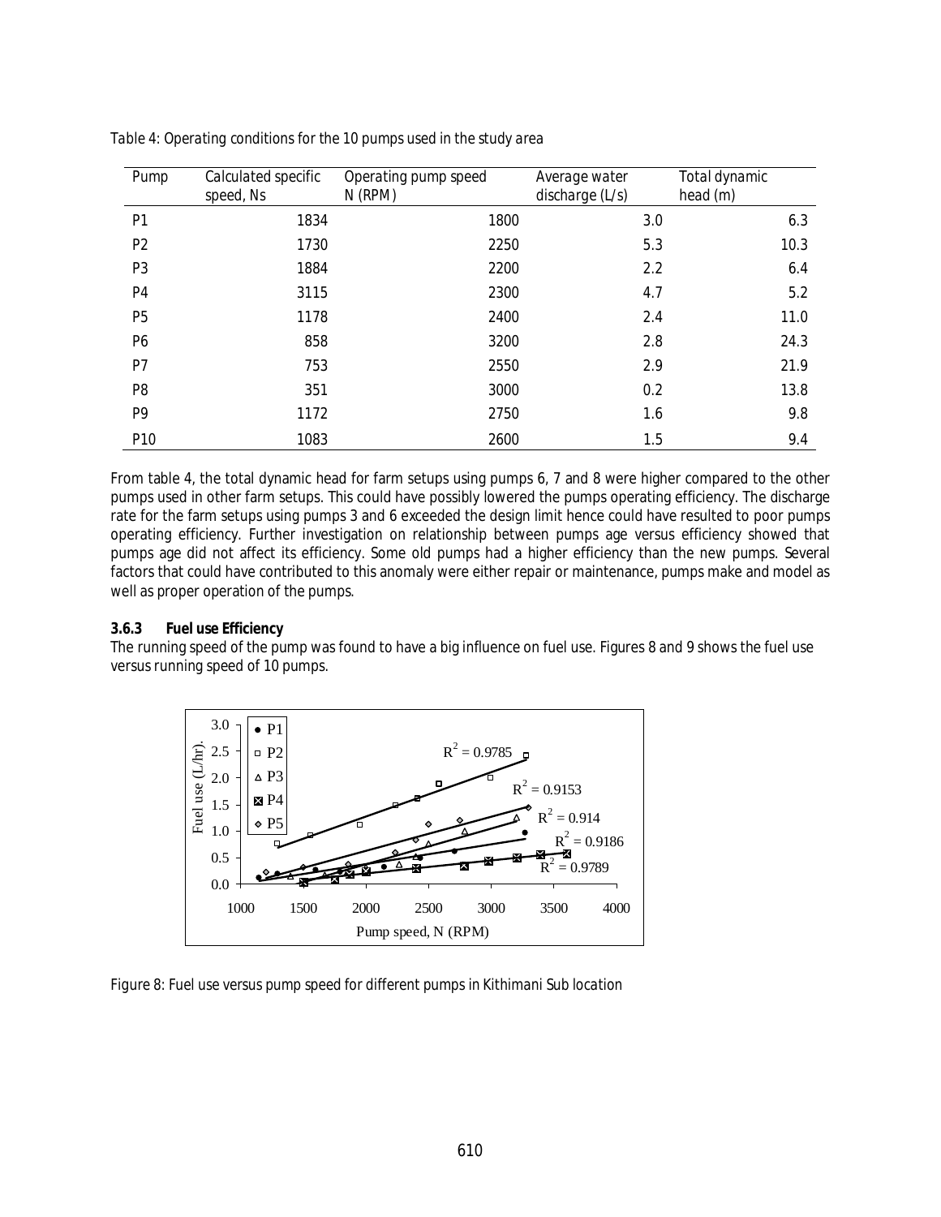Table 4: Operating conditions for the 10 pumps used in the study area

| Pump | Calculated specific speed, Ns | Operating pump speed N (RPM) | Average water discharge (L/s) | Total dynamic head (m) |
|---|---|---|---|---|
| P1 | 1834 | 1800 | 3.0 | 6.3 |
| P2 | 1730 | 2250 | 5.3 | 10.3 |
| P3 | 1884 | 2200 | 2.2 | 6.4 |
| P4 | 3115 | 2300 | 4.7 | 5.2 |
| P5 | 1178 | 2400 | 2.4 | 11.0 |
| P6 | 858 | 3200 | 2.8 | 24.3 |
| P7 | 753 | 2550 | 2.9 | 21.9 |
| P8 | 351 | 3000 | 0.2 | 13.8 |
| P9 | 1172 | 2750 | 1.6 | 9.8 |
| P10 | 1083 | 2600 | 1.5 | 9.4 |

From table 4, the total dynamic head for farm setups using pumps 6, 7 and 8 were higher compared to the other pumps used in other farm setups. This could have possibly lowered the pumps operating efficiency. The discharge rate for the farm setups using pumps 3 and 6 exceeded the design limit hence could have resulted to poor pumps operating efficiency. Further investigation on relationship between pumps age versus efficiency showed that pumps age did not affect its efficiency. Some old pumps had a higher efficiency than the new pumps. Several factors that could have contributed to this anomaly were either repair or maintenance, pumps make and model as well as proper operation of the pumps.

### 3.6.3 Fuel use Efficiency

The running speed of the pump was found to have a big influence on fuel use. Figures 8 and 9 shows the fuel use versus running speed of 10 pumps.

Figure 8: Fuel use versus pump speed for different pumps in Kithimani Sub location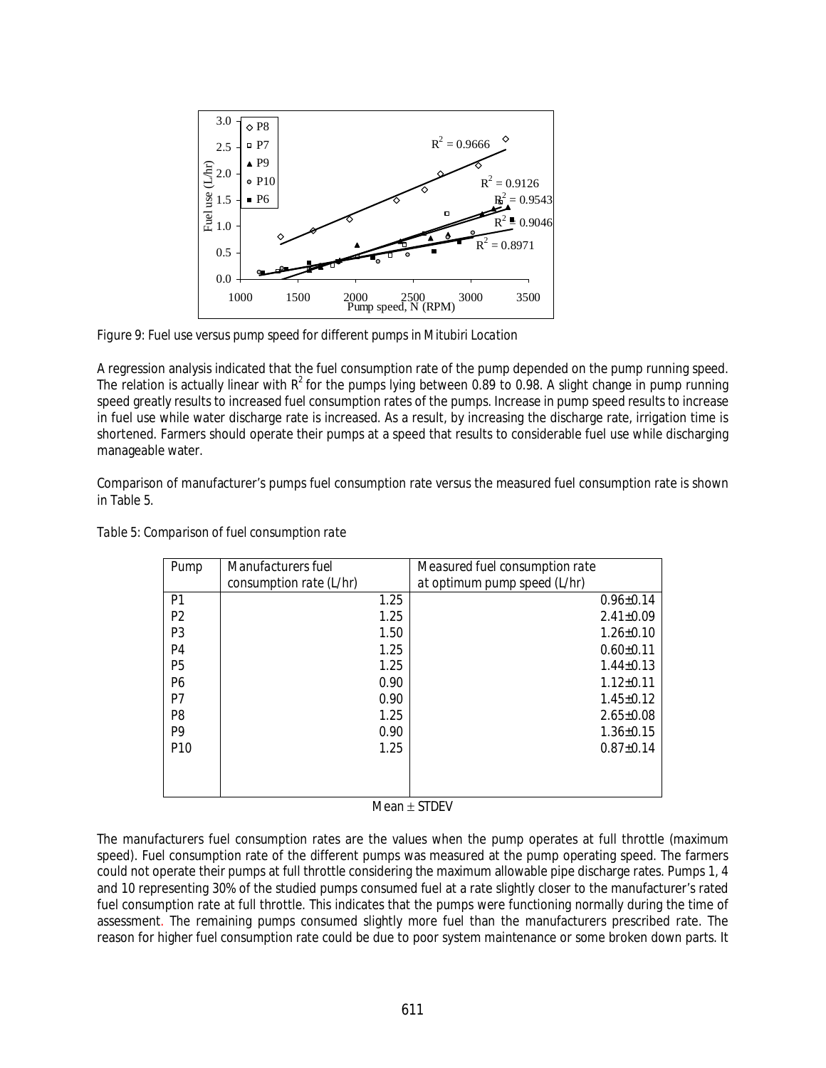Figure 9: Fuel use versus pump speed for different pumps in Mitubiri Location

A regression analysis indicated that the fuel consumption rate of the pump depended on the pump running speed. The relation is actually linear with $R^2$ for the pumps lying between 0.89 to 0.98. A slight change in pump running speed greatly results to increased fuel consumption rates of the pumps. Increase in pump speed results to increase in fuel use while water discharge rate is increased. As a result, by increasing the discharge rate, irrigation time is shortened. Farmers should operate their pumps at a speed that results to considerable fuel use while discharging manageable water.

Comparison of manufacturer's pumps fuel consumption rate versus the measured fuel consumption rate is shown in Table 5.

*Table 5: Comparison of fuel consumption rate*

| Pump | Manufacturers fuel consumption rate (L/hr) | Measured fuel consumption rate at optimum pump speed (L/hr) |
|---|---|---|
| P1 | 1.25 | 0.96±0.14 |
| P2 | 1.25 | 2.41±0.09 |
| P3 | 1.50 | 1.26±0.10 |
| P4 | 1.25 | 0.60±0.11 |
| P5 | 1.25 | 1.44±0.13 |
| P6 | 0.90 | 1.12±0.11 |
| P7 | 0.90 | 1.45±0.12 |
| P8 | 1.25 | 2.65±0.08 |
| P9 | 0.90 | 1.36±0.15 |
| P10 | 1.25 | 0.87±0.14 |

Mean ± STDEV

The manufacturers fuel consumption rates are the values when the pump operates at full throttle (maximum speed). Fuel consumption rate of the different pumps was measured at the pump operating speed. The farmers could not operate their pumps at full throttle considering the maximum allowable pipe discharge rates. Pumps 1, 4 and 10 representing 30% of the studied pumps consumed fuel at a rate slightly closer to the manufacturer's rated fuel consumption rate at full throttle. This indicates that the pumps were functioning normally during the time of assessment. The remaining pumps consumed slightly more fuel than the manufacturers prescribed rate. The reason for higher fuel consumption rate could be due to poor system maintenance or some broken down parts. It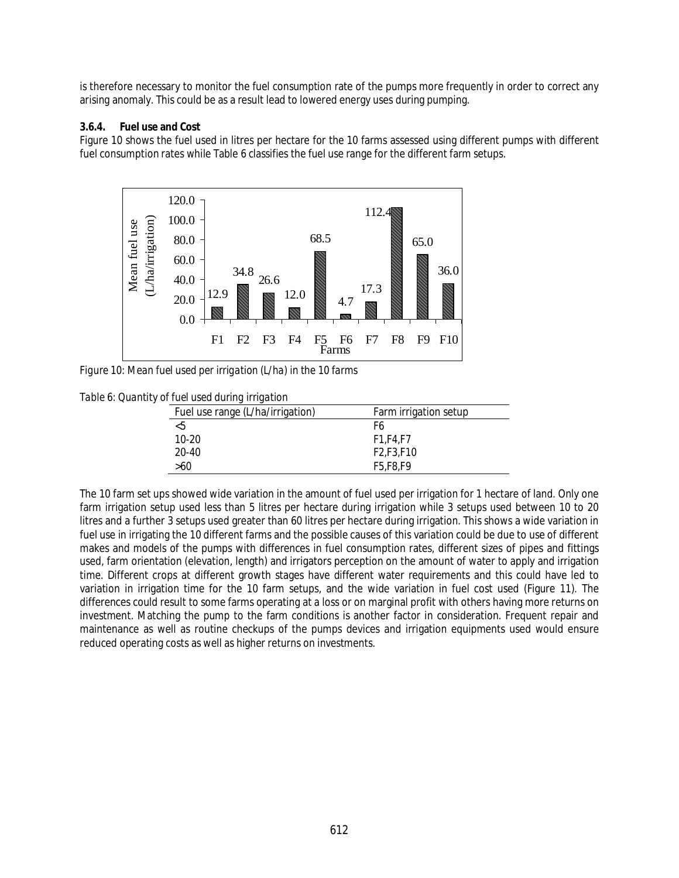is therefore necessary to monitor the fuel consumption rate of the pumps more frequently in order to correct any arising anomaly. This could be as a result lead to lowered energy uses during pumping.

### 3.6.4. Fuel use and Cost

Figure 10 shows the fuel used in litres per hectare for the 10 farms assessed using different pumps with different fuel consumption rates while Table 6 classifies the fuel use range for the different farm setups.

*Figure 10: Mean fuel used per irrigation (L/ha) in the 10 farms*

*Table 6: Quantity of fuel used during irrigation*

| Fuel use range (L/ha/irrigation) | Farm irrigation setup |
|---|---|
| <5 | F6 |
| 10-20 | F1,F4,F7 |
| 20-40 | F2,F3,F10 |
| >60 | F5,F8,F9 |

The 10 farm set ups showed wide variation in the amount of fuel used per irrigation for 1 hectare of land. Only one farm irrigation setup used less than 5 litres per hectare during irrigation while 3 setups used between 10 to 20 litres and a further 3 setups used greater than 60 litres per hectare during irrigation. This shows a wide variation in fuel use in irrigating the 10 different farms and the possible causes of this variation could be due to use of different makes and models of the pumps with differences in fuel consumption rates, different sizes of pipes and fittings used, farm orientation (elevation, length) and irrigators perception on the amount of water to apply and irrigation time. Different crops at different growth stages have different water requirements and this could have led to variation in irrigation time for the 10 farm setups, and the wide variation in fuel cost used (Figure 11). The differences could result to some farms operating at a loss or on marginal profit with others having more returns on investment. Matching the pump to the farm conditions is another factor in consideration. Frequent repair and maintenance as well as routine checkups of the pumps devices and irrigation equipments used would ensure reduced operating costs as well as higher returns on investments.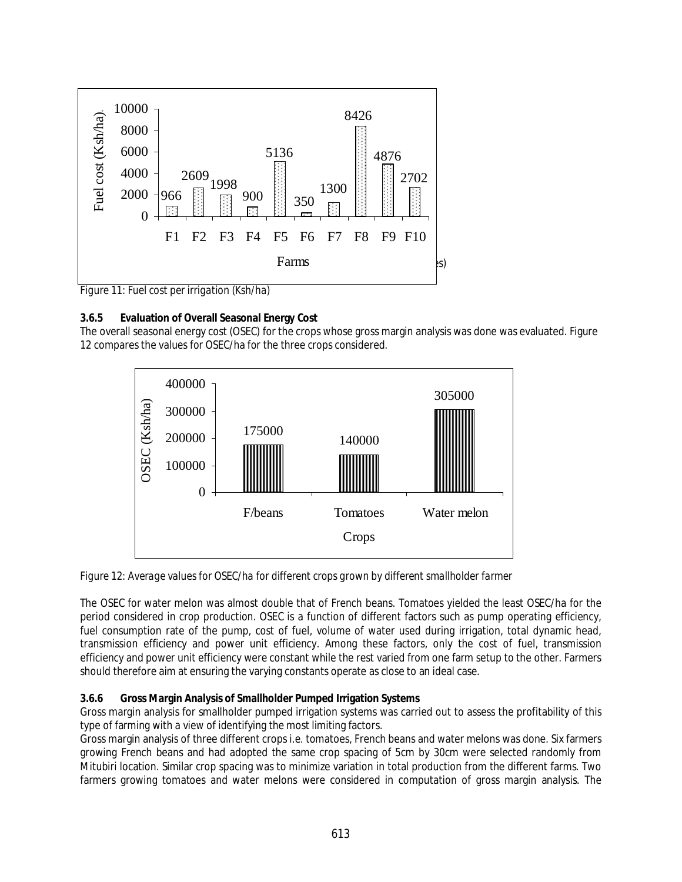Figure 11: Fuel cost per irrigation (Ksh/ha)

### 3.6.5 Evaluation of Overall Seasonal Energy Cost

The overall seasonal energy cost (OSEC) for the crops whose gross margin analysis was done was evaluated. Figure 12 compares the values for OSEC/ha for the three crops considered.

Figure 12: Average values for OSEC/ha for different crops grown by different smallholder farmer

The OSEC for water melon was almost double that of French beans. Tomatoes yielded the least OSEC/ha for the period considered in crop production. OSEC is a function of different factors such as pump operating efficiency, fuel consumption rate of the pump, cost of fuel, volume of water used during irrigation, total dynamic head, transmission efficiency and power unit efficiency. Among these factors, only the cost of fuel, transmission efficiency and power unit efficiency were constant while the rest varied from one farm setup to the other. Farmers should therefore aim at ensuring the varying constants operate as close to an ideal case.

### 3.6.6 Gross Margin Analysis of Smallholder Pumped Irrigation Systems

Gross margin analysis for smallholder pumped irrigation systems was carried out to assess the profitability of this type of farming with a view of identifying the most limiting factors.

Gross margin analysis of three different crops i.e. tomatoes, French beans and water melons was done. Six farmers growing French beans and had adopted the same crop spacing of 5cm by 30cm were selected randomly from Mitubiri location. Similar crop spacing was to minimize variation in total production from the different farms. Two farmers growing tomatoes and water melons were considered in computation of gross margin analysis. The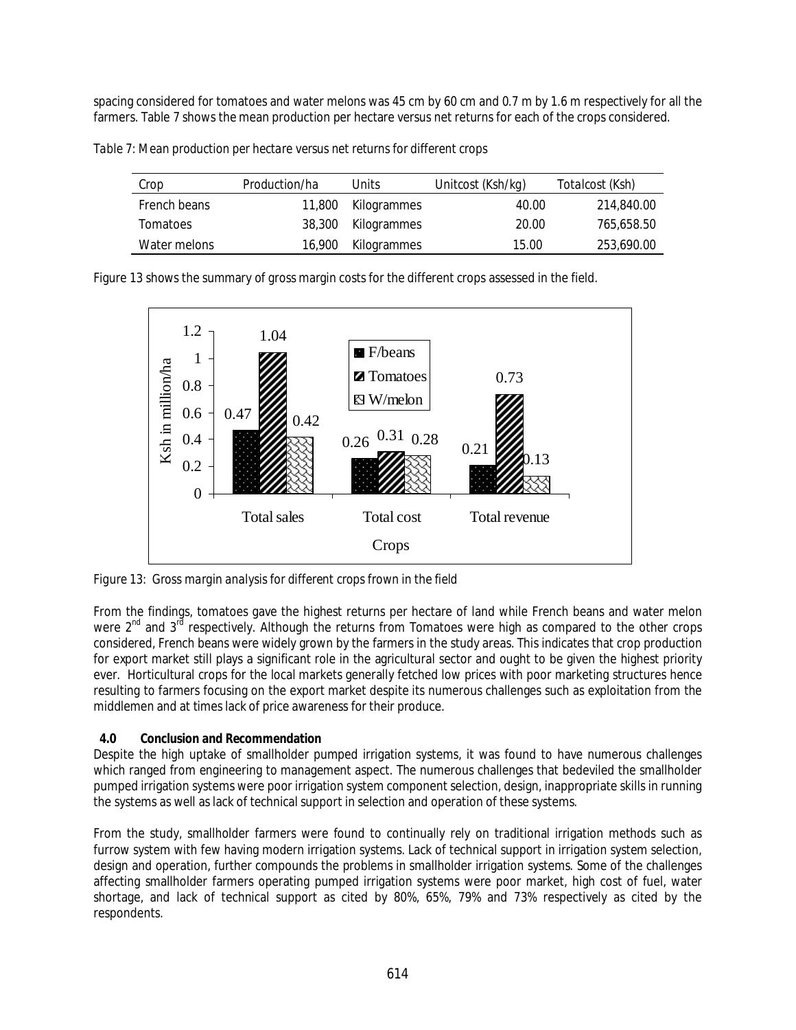spacing considered for tomatoes and water melons was 45 cm by 60 cm and 0.7 m by 1.6 m respectively for all the farmers. Table 7 shows the mean production per hectare versus net returns for each of the crops considered.

*Table 7: Mean production per hectare versus net returns for different crops*

| Crop | Production/ha | Units | Unitcost (Ksh/kg) | Totalcost (Ksh) |
|---|---|---|---|---|
| French beans | 11,800 | Kilogrammes | 40.00 | 214,840.00 |
| Tomatoes | 38,300 | Kilogrammes | 20.00 | 765,658.50 |
| Water melons | 16,900 | Kilogrammes | 15.00 | 253,690.00 |

Figure 13 shows the summary of gross margin costs for the different crops assessed in the field.

*Figure 13: Gross margin analysis for different crops frown in the field*

From the findings, tomatoes gave the highest returns per hectare of land while French beans and water melon were 2nd and 3rd respectively. Although the returns from Tomatoes were high as compared to the other crops considered, French beans were widely grown by the farmers in the study areas. This indicates that crop production for export market still plays a significant role in the agricultural sector and ought to be given the highest priority ever. Horticultural crops for the local markets generally fetched low prices with poor marketing structures hence resulting to farmers focusing on the export market despite its numerous challenges such as exploitation from the middlemen and at times lack of price awareness for their produce.

## 4.0 Conclusion and Recommendation

Despite the high uptake of smallholder pumped irrigation systems, it was found to have numerous challenges which ranged from engineering to management aspect. The numerous challenges that bedeviled the smallholder pumped irrigation systems were poor irrigation system component selection, design, inappropriate skills in running the systems as well as lack of technical support in selection and operation of these systems.

From the study, smallholder farmers were found to continually rely on traditional irrigation methods such as furrow system with few having modern irrigation systems. Lack of technical support in irrigation system selection, design and operation, further compounds the problems in smallholder irrigation systems. Some of the challenges affecting smallholder farmers operating pumped irrigation systems were poor market, high cost of fuel, water shortage, and lack of technical support as cited by 80%, 65%, 79% and 73% respectively as cited by the respondents.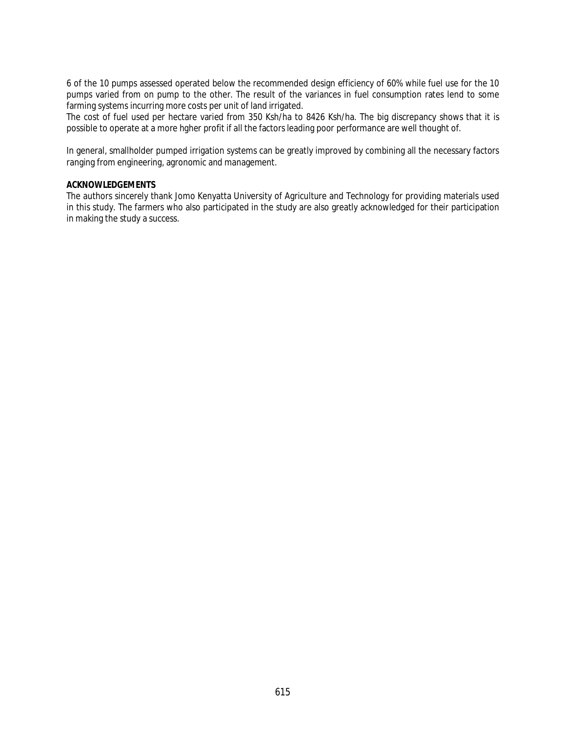6 of the 10 pumps assessed operated below the recommended design efficiency of 60% while fuel use for the 10 pumps varied from on pump to the other. The result of the variances in fuel consumption rates lend to some farming systems incurring more costs per unit of land irrigated.
The cost of fuel used per hectare varied from 350 Ksh/ha to 8426 Ksh/ha. The big discrepancy shows that it is possible to operate at a more hgher profit if all the factors leading poor performance are well thought of.

In general, smallholder pumped irrigation systems can be greatly improved by combining all the necessary factors ranging from engineering, agronomic and management.

**ACKNOWLEDGEMENTS**

The authors sincerely thank Jomo Kenyatta University of Agriculture and Technology for providing materials used in this study. The farmers who also participated in the study are also greatly acknowledged for their participation in making the study a success.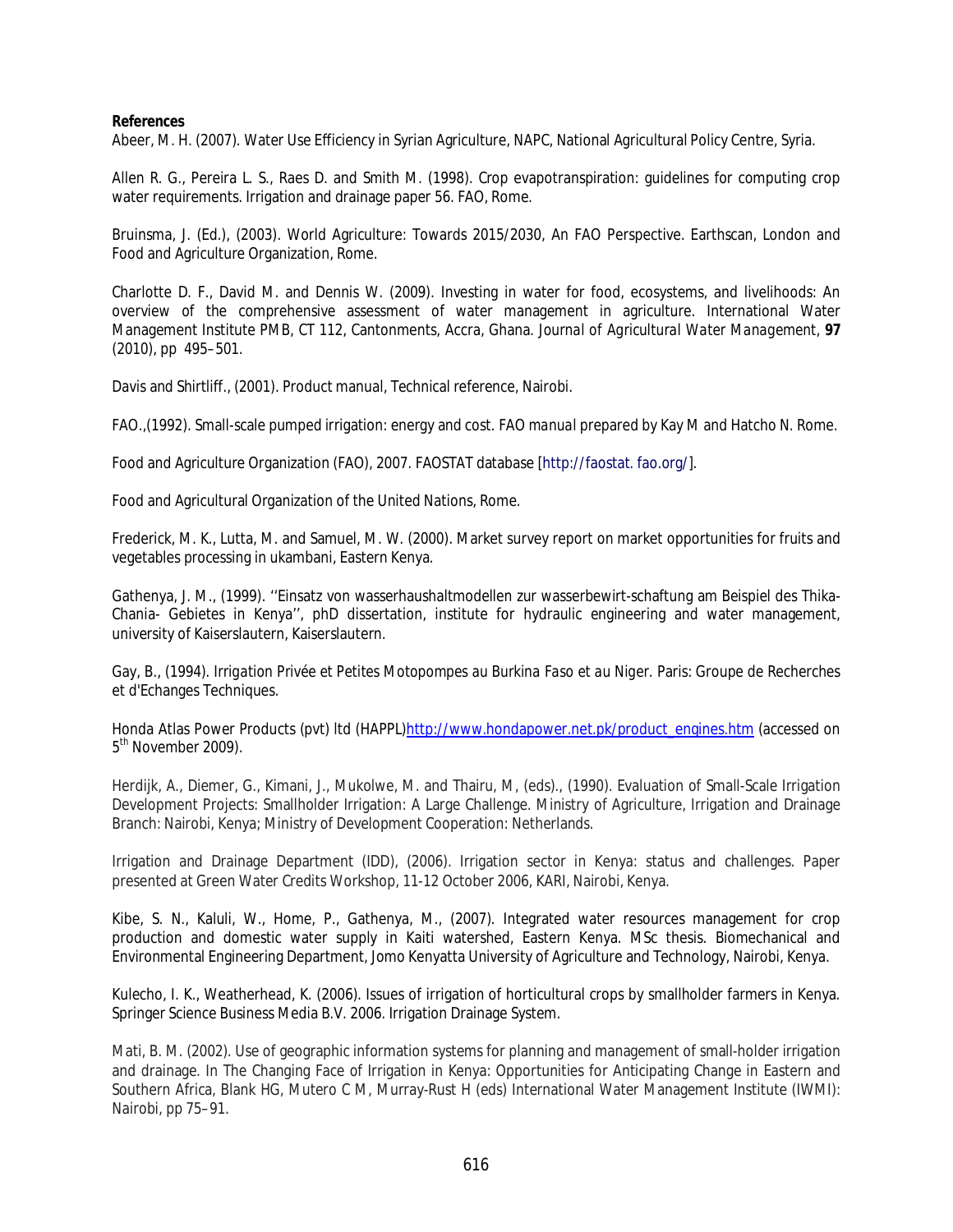**References**

Abeer, M. H. (2007). Water Use Efficiency in Syrian Agriculture, NAPC, National Agricultural Policy Centre, Syria.

Allen R. G., Pereira L. S., Raes D. and Smith M. (1998). Crop evapotranspiration: guidelines for computing crop water requirements. Irrigation and drainage paper 56. FAO, Rome.

Bruinsma, J. (Ed.), (2003). World Agriculture: Towards 2015/2030, An FAO Perspective. Earthscan, London and Food and Agriculture Organization, Rome.

Charlotte D. F., David M. and Dennis W. (2009). Investing in water for food, ecosystems, and livelihoods: An overview of the comprehensive assessment of water management in agriculture. International Water Management Institute PMB, CT 112, Cantonments, Accra, Ghana. *Journal of Agricultural Water Management*, **97** (2010), pp 495–501.

Davis and Shirtliff., (2001). Product manual, Technical reference, Nairobi.

FAO.,(1992). Small-scale pumped irrigation: energy and cost. *FAO manual* prepared by Kay M and Hatcho N. Rome.

Food and Agriculture Organization (FAO), 2007. FAOSTAT database [http://faostat. fao.org/].

Food and Agricultural Organization of the United Nations, Rome.

Frederick, M. K., Lutta, M. and Samuel, M. W. (2000). Market survey report on market opportunities for fruits and vegetables processing in ukambani, Eastern Kenya.

Gathenya, J. M., (1999). ''Einsatz von wasserhaushaltmodellen zur wasserbewirt-schaftung am Beispiel des Thika-Chania- Gebietes in Kenya'', phD dissertation, institute for hydraulic engineering and water management, university of Kaiserslautern, Kaiserslautern.

Gay, B., (1994). *Irrigation Privée et Petites Motopompes au Burkina Faso et au Niger*. Paris: Groupe de Recherches et d'Echanges Techniques.

Honda Atlas Power Products (pvt) ltd (HAPPL)http://www.hondapower.net.pk/product_engines.htm (accessed on 5th November 2009).

Herdijk, A., Diemer, G., Kimani, J., Mukolwe, M. and Thairu, M, (eds)., (1990). Evaluation of Small-Scale Irrigation Development Projects: Smallholder Irrigation: A Large Challenge. Ministry of Agriculture, Irrigation and Drainage Branch: Nairobi, Kenya; Ministry of Development Cooperation: Netherlands.

Irrigation and Drainage Department (IDD), (2006). Irrigation sector in Kenya: status and challenges. Paper presented at Green Water Credits Workshop, 11-12 October 2006, KARI, Nairobi, Kenya.

Kibe, S. N., Kaluli, W., Home, P., Gathenya, M., (2007). Integrated water resources management for crop production and domestic water supply in Kaiti watershed, Eastern Kenya. MSc thesis. Biomechanical and Environmental Engineering Department, Jomo Kenyatta University of Agriculture and Technology, Nairobi, Kenya.

Kulecho, I. K., Weatherhead, K. (2006). Issues of irrigation of horticultural crops by smallholder farmers in Kenya. Springer Science Business Media B.V. 2006. Irrigation Drainage System.

Mati, B. M. (2002). Use of geographic information systems for planning and management of small-holder irrigation and drainage. In The Changing Face of Irrigation in Kenya: Opportunities for Anticipating Change in Eastern and Southern Africa, Blank HG, Mutero C M, Murray-Rust H (eds) International Water Management Institute (IWMI): Nairobi, pp 75–91.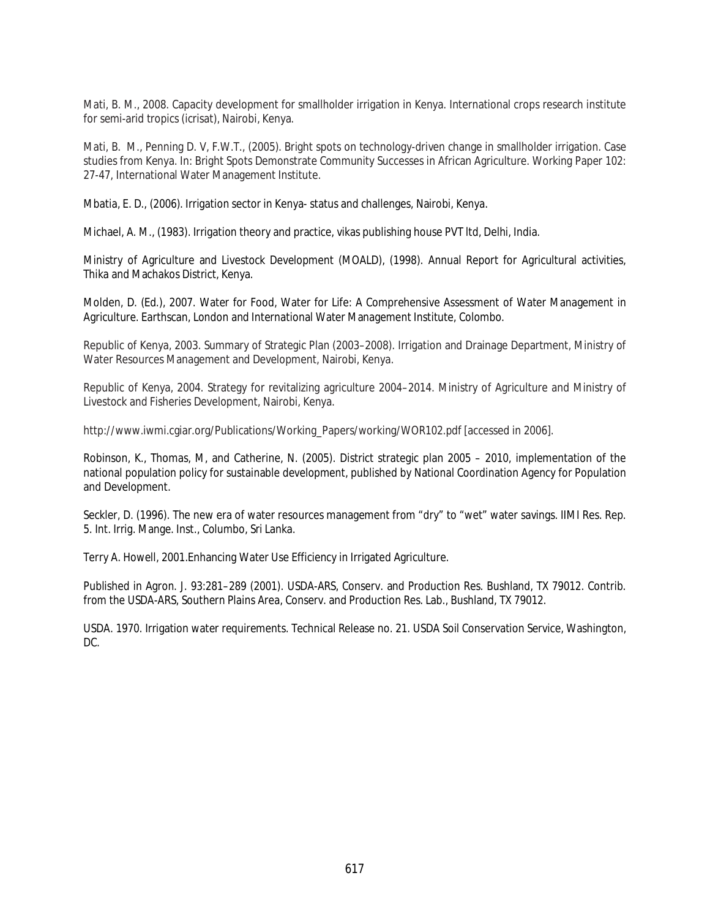Mati, B. M., 2008. Capacity development for smallholder irrigation in Kenya. International crops research institute for semi-arid tropics (icrisat), Nairobi, Kenya.

Mati, B. M., Penning D. V, F.W.T., (2005). Bright spots on technology-driven change in smallholder irrigation. Case studies from Kenya. In: Bright Spots Demonstrate Community Successes in African Agriculture. Working Paper 102: 27-47, International Water Management Institute.

Mbatia, E. D., (2006). Irrigation sector in Kenya- status and challenges, Nairobi, Kenya.

Michael, A. M., (1983). Irrigation theory and practice, vikas publishing house PVT ltd, Delhi, India.

Ministry of Agriculture and Livestock Development (MOALD), (1998). Annual Report for Agricultural activities, Thika and Machakos District, Kenya.

Molden, D. (Ed.), 2007. Water for Food, Water for Life: A Comprehensive Assessment of Water Management in Agriculture. Earthscan, London and International Water Management Institute, Colombo.

Republic of Kenya, 2003. Summary of Strategic Plan (2003–2008). Irrigation and Drainage Department, Ministry of Water Resources Management and Development, Nairobi, Kenya.

Republic of Kenya, 2004. Strategy for revitalizing agriculture 2004–2014. Ministry of Agriculture and Ministry of Livestock and Fisheries Development, Nairobi, Kenya.

http://www.iwmi.cgiar.org/Publications/Working_Papers/working/WOR102.pdf [accessed in 2006].

Robinson, K., Thomas, M, and Catherine, N. (2005). District strategic plan 2005 – 2010, implementation of the national population policy for sustainable development, published by National Coordination Agency for Population and Development.

Seckler, D. (1996). The new era of water resources management from "dry" to "wet" water savings. IIMI Res. Rep. 5. Int. Irrig. Mange. Inst., Columbo, Sri Lanka.

Terry A. Howell, 2001.Enhancing Water Use Efficiency in Irrigated Agriculture.

Published in Agron. J. 93:281–289 (2001). USDA-ARS, Conserv. and Production Res. Bushland, TX 79012. Contrib. from the USDA-ARS, Southern Plains Area, Conserv. and Production Res. Lab., Bushland, TX 79012.

USDA. 1970. Irrigation water requirements. Technical Release no. 21. USDA Soil Conservation Service, Washington, DC.